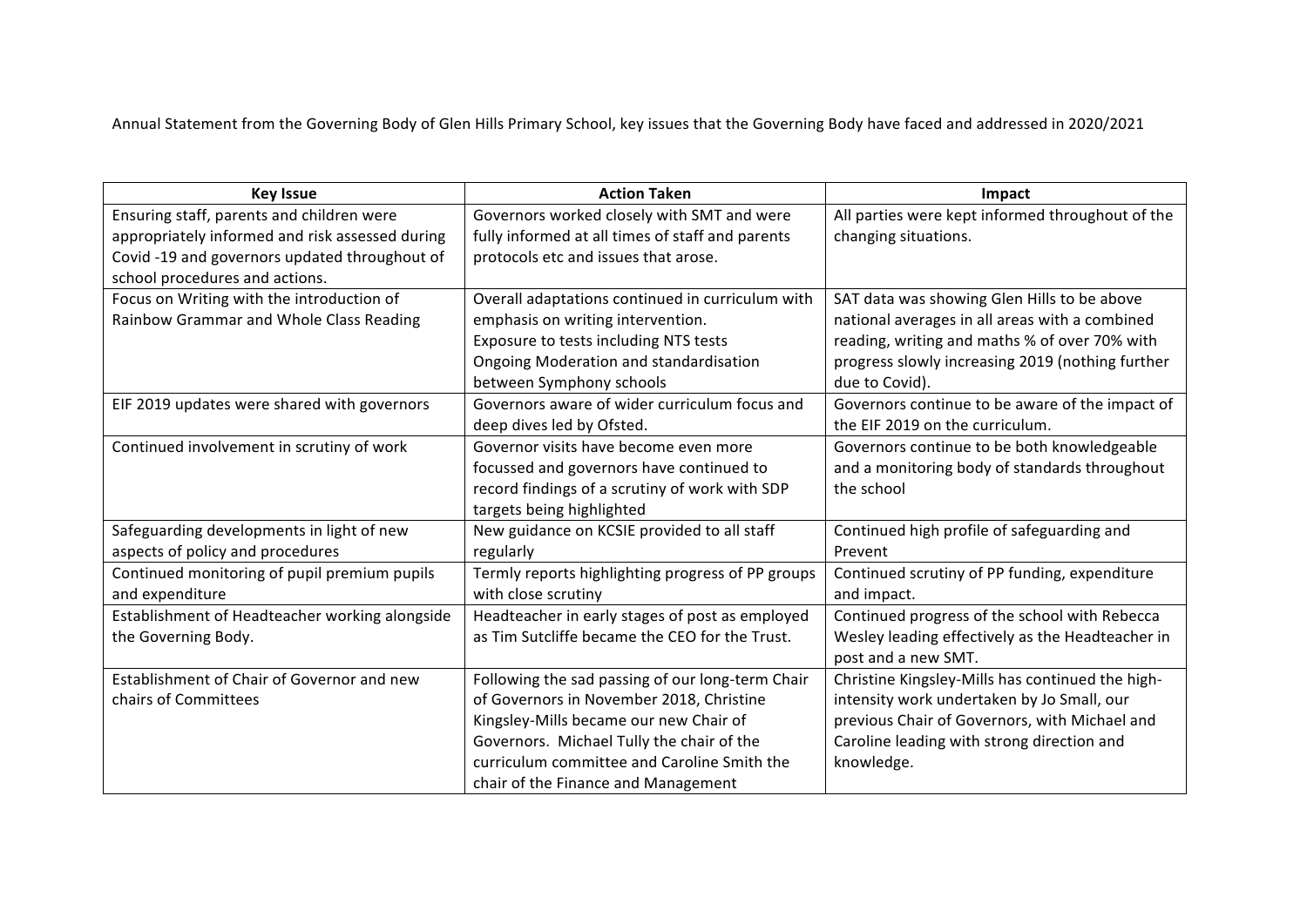Annual Statement from the Governing Body of Glen Hills Primary School, key issues that the Governing Body have faced and addressed in 2020/2021

| Key Issue | Action Taken | Impact |
|---|---|---|
| Ensuring staff, parents and children were appropriately informed and risk assessed during Covid -19 and governors updated throughout of school procedures and actions. | Governors worked closely with SMT and were fully informed at all times of staff and parents protocols etc and issues that arose. | All parties were kept informed throughout of the changing situations. |
| Focus on Writing with the introduction of Rainbow Grammar and Whole Class Reading | Overall adaptations continued in curriculum with emphasis on writing intervention.<br>Exposure to tests including NTS tests<br>Ongoing Moderation and standardisation between Symphony schools | SAT data was showing Glen Hills to be above national averages in all areas with a combined reading, writing and maths % of over 70% with progress slowly increasing 2019 (nothing further due to Covid). |
| EIF 2019 updates were shared with governors | Governors aware of wider curriculum focus and deep dives led by Ofsted. | Governors continue to be aware of the impact of the EIF 2019 on the curriculum. |
| Continued involvement in scrutiny of work | Governor visits have become even more focussed and governors have continued to record findings of a scrutiny of work with SDP targets being highlighted | Governors continue to be both knowledgeable and a monitoring body of standards throughout the school |
| Safeguarding developments in light of new aspects of policy and procedures | New guidance on KCSIE provided to all staff regularly | Continued high profile of safeguarding and Prevent |
| Continued monitoring of pupil premium pupils and expenditure | Termly reports highlighting progress of PP groups with close scrutiny | Continued scrutiny of PP funding, expenditure and impact. |
| Establishment of Headteacher working alongside the Governing Body. | Headteacher in early stages of post as employed as Tim Sutcliffe became the CEO for the Trust. | Continued progress of the school with Rebecca Wesley leading effectively as the Headteacher in post and a new SMT. |
| Establishment of Chair of Governor and new chairs of Committees | Following the sad passing of our long-term Chair of Governors in November 2018, Christine Kingsley-Mills became our new Chair of Governors. Michael Tully the chair of the curriculum committee and Caroline Smith the chair of the Finance and Management | Christine Kingsley-Mills has continued the high-intensity work undertaken by Jo Small, our previous Chair of Governors, with Michael and Caroline leading with strong direction and knowledge. |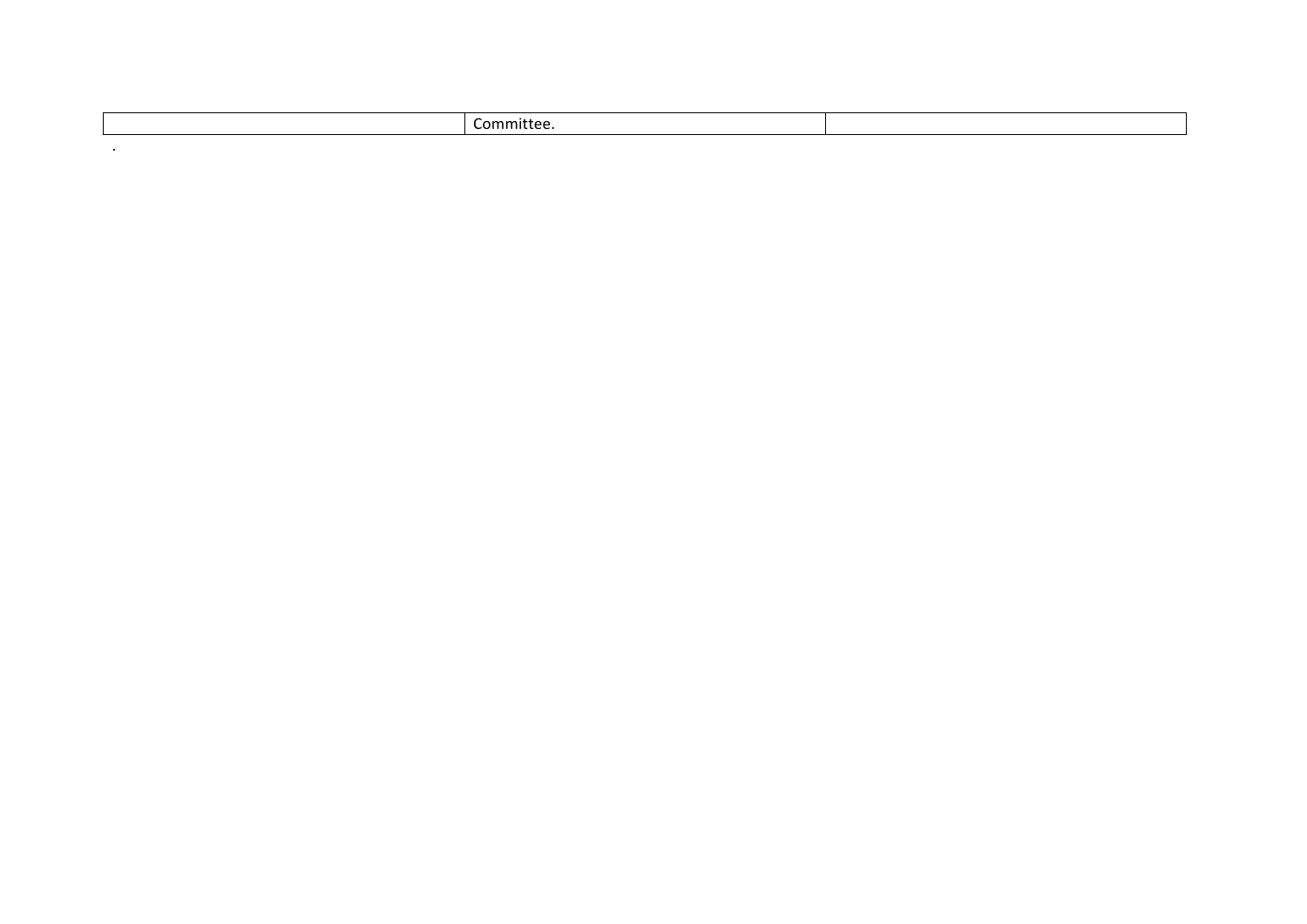| | | |
|---|---|---|
| | Committee. | |

.